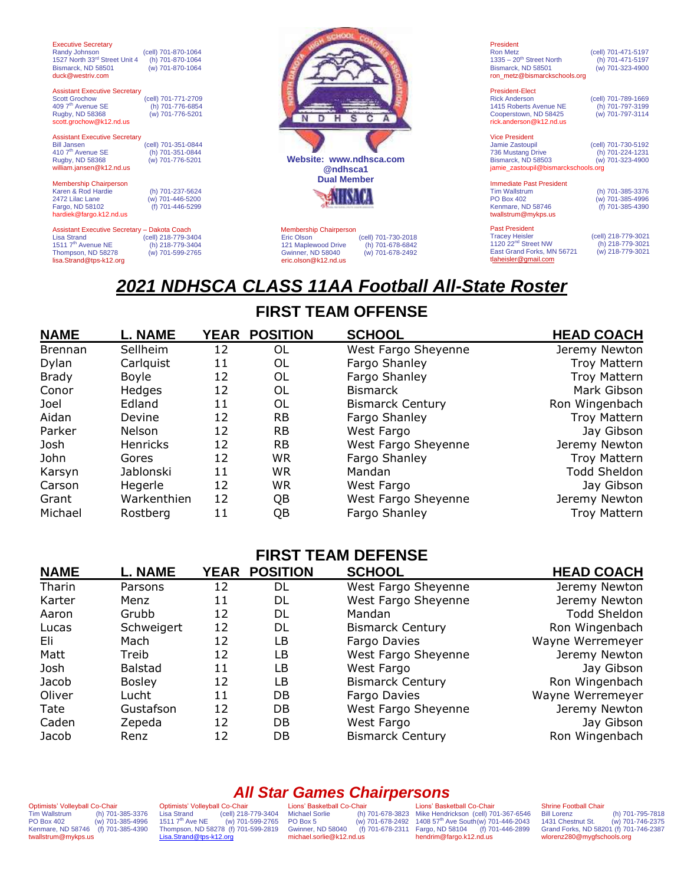Executive Secretary
Randy Johnson (cell) 701-870-1064
1527 North 33rd Street Unit 4 (h) 701-870-1064
Bismarck, ND 58501 (w) 701-870-1064
duck@westriv.com

Assistant Executive Secretary
Scott Grochow (cell) 701-771-2709
409 7th Avenue SE (h) 701-776-6854
Rugby, ND 58368 (w) 701-776-5201
scott.grochow@k12.nd.us

Assistant Executive Secretary
Bill Jansen (cell) 701-351-0844
410 7th Avenue SE (h) 701-351-0844
Rugby, ND 58368 (w) 701-776-5201
william.jansen@k12.nd.us

Membership Chairperson
Karen & Rod Hardie (h) 701-237-5624
2472 Lilac Lane (w) 701-446-5200
Fargo, ND 58102 (f) 701-446-5299
hardiek@fargo.k12.nd.us

Assistant Executive Secretary – Dakota Coach
Lisa Strand (cell) 218-779-3404
1511 7th Avenue NE (h) 218-779-3404
Thompson, ND 58278 (w) 701-599-2765
lisa.Strand@tps-k12.org

**Website: www.ndhsca.com**
**@ndhsca1**
**Dual Member**

Membership Chairperson
Eric Olson (cell) 701-730-2018
121 Maplewood Drive (h) 701-678-6842
Gwinner, ND 58040 (w) 701-678-2492
eric.olson@k12.nd.us

President
Ron Metz (cell) 701-471-5197
1335 – 20th Street North (h) 701-471-5197
Bismarck, ND 58501 (w) 701-323-4900
ron_metz@bismarckschools.org

President-Elect
Rick Anderson (cell) 701-789-1669
1415 Roberts Avenue NE (h) 701-797-3199
Cooperstown, ND 58425 (w) 701-797-3114
rick.anderson@k12.nd.us

Vice President
Jamie Zastoupil (cell) 701-730-5192
736 Mustang Drive (h) 701-224-1231
Bismarck, ND 58503 (w) 701-323-4900
jamie_zastoupil@bismarckschools.org

Immediate Past President
Tim Wallstrum (h) 701-385-3376
PO Box 402 (w) 701-385-4996
Kenmare, ND 58746 (f) 701-385-4390
twallstrum@mykps.us

Past President
Tracey Heisler (cell) 218-779-3021
1120 22nd Street NW (h) 218-779-3021
East Grand Forks, MN 56721 (w) 218-779-3021
tlaheisler@gmail.com

# *2021 NDHSCA CLASS 11AA Football All-State Roster*

## FIRST TEAM OFFENSE

| NAME | L. NAME | YEAR | POSITION | SCHOOL | HEAD COACH |
|---|---|---|---|---|---|
| Brennan | Sellheim | 12 | OL | West Fargo Sheyenne | Jeremy Newton |
| Dylan | Carlquist | 11 | OL | Fargo Shanley | Troy Mattern |
| Brady | Boyle | 12 | OL | Fargo Shanley | Troy Mattern |
| Conor | Hedges | 12 | OL | Bismarck | Mark Gibson |
| Joel | Edland | 11 | OL | Bismarck Century | Ron Wingenbach |
| Aidan | Devine | 12 | RB | Fargo Shanley | Troy Mattern |
| Parker | Nelson | 12 | RB | West Fargo | Jay Gibson |
| Josh | Henricks | 12 | RB | West Fargo Sheyenne | Jeremy Newton |
| John | Gores | 12 | WR | Fargo Shanley | Troy Mattern |
| Karsyn | Jablonski | 11 | WR | Mandan | Todd Sheldon |
| Carson | Hegerle | 12 | WR | West Fargo | Jay Gibson |
| Grant | Warkenthien | 12 | QB | West Fargo Sheyenne | Jeremy Newton |
| Michael | Rostberg | 11 | QB | Fargo Shanley | Troy Mattern |

## FIRST TEAM DEFENSE

| NAME | L. NAME | YEAR | POSITION | SCHOOL | HEAD COACH |
|---|---|---|---|---|---|
| Tharin | Parsons | 12 | DL | West Fargo Sheyenne | Jeremy Newton |
| Karter | Menz | 11 | DL | West Fargo Sheyenne | Jeremy Newton |
| Aaron | Grubb | 12 | DL | Mandan | Todd Sheldon |
| Lucas | Schweigert | 12 | DL | Bismarck Century | Ron Wingenbach |
| Eli | Mach | 12 | LB | Fargo Davies | Wayne Werremeyer |
| Matt | Treib | 12 | LB | West Fargo Sheyenne | Jeremy Newton |
| Josh | Balstad | 11 | LB | West Fargo | Jay Gibson |
| Jacob | Bosley | 12 | LB | Bismarck Century | Ron Wingenbach |
| Oliver | Lucht | 11 | DB | Fargo Davies | Wayne Werremeyer |
| Tate | Gustafson | 12 | DB | West Fargo Sheyenne | Jeremy Newton |
| Caden | Zepeda | 12 | DB | West Fargo | Jay Gibson |
| Jacob | Renz | 12 | DB | Bismarck Century | Ron Wingenbach |

## *All Star Games Chairpersons*

Optimists' Volleyball Co-Chair
Tim Wallstrum (h) 701-385-3376
PO Box 402 (w) 701-385-4996
Kenmare, ND 58746 (f) 701-385-4390
twallstrum@mykps.us

Optimists' Volleyball Co-Chair
Lisa Strand (cell) 218-779-3404
1511 7th Ave NE (w) 701-599-2765
Thompson, ND 58278 (f) 701-599-2819
Lisa.Strand@tps-k12.org

Lions' Basketball Co-Chair
Michael Sorlie (h) 701-678-3823
PO Box 5 (w) 701-678-2492
Gwinner, ND 58040 (f) 701-678-2311
michael.sorlie@k12.nd.us

Lions' Basketball Co-Chair
Mike Hendrickson (cell) 701-367-6546
1408 57th Ave South (w) 701-446-2043
Fargo, ND 58104 (f) 701-446-2899
hendrim@fargo.k12.nd.us

Shrine Football Chair
Bill Lorenz (h) 701-795-7818
1431 Chestnut St. (w) 701-746-2375
Grand Forks, ND 58201 (f) 701-746-2387
wlorenz280@mygfschools.org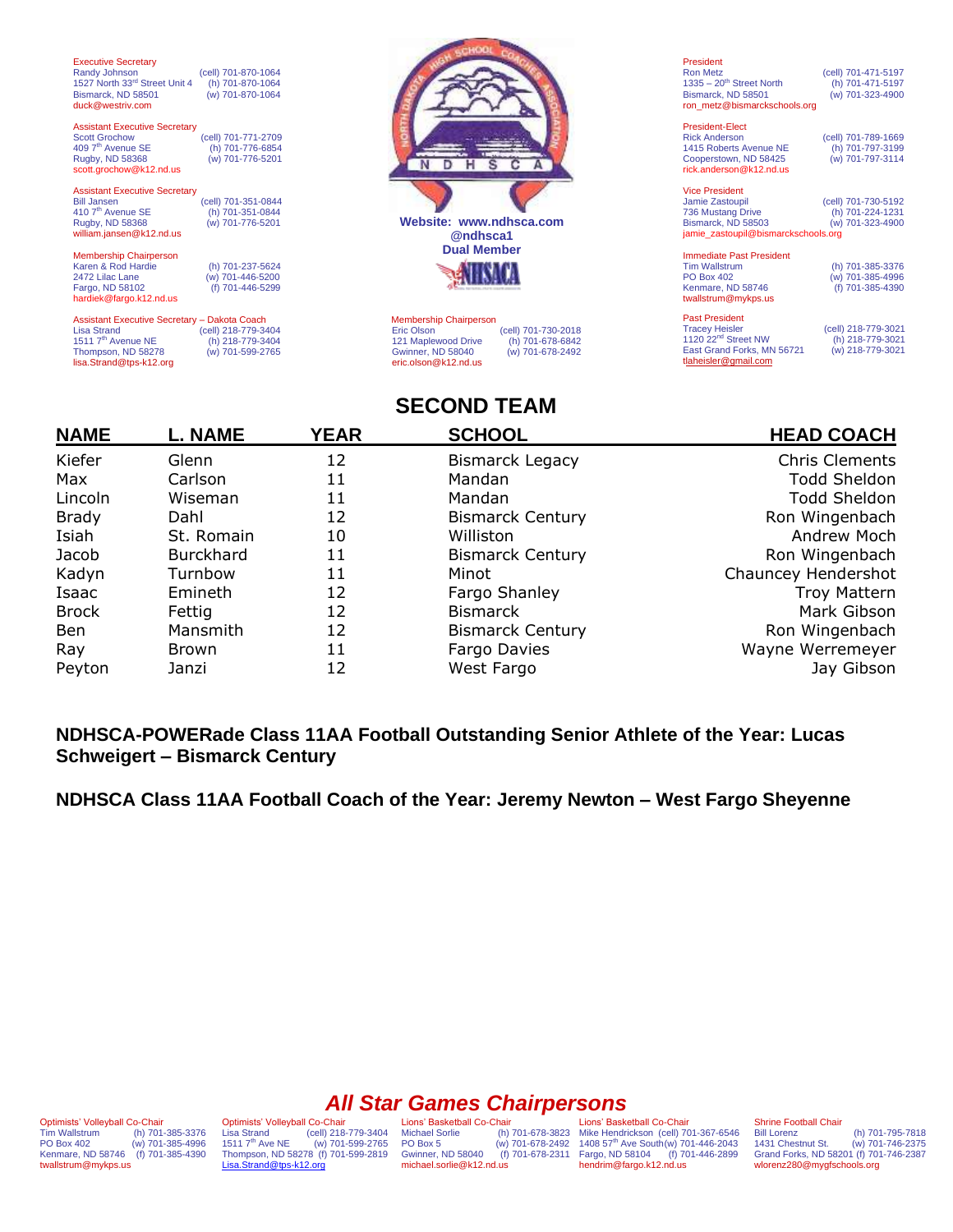Executive Secretary
Randy Johnson (cell) 701-870-1064
1527 North 33rd Street Unit 4 (h) 701-870-1064
Bismarck, ND 58501 (w) 701-870-1064
duck@westriv.com

Assistant Executive Secretary
Scott Grochow (cell) 701-771-2709
409 7th Avenue SE (h) 701-776-6854
Rugby, ND 58368 (w) 701-776-5201
scott.grochow@k12.nd.us

Assistant Executive Secretary
Bill Jansen (cell) 701-351-0844
410 7th Avenue SE (h) 701-351-0844
Rugby, ND 58368 (w) 701-776-5201
william.jansen@k12.nd.us

Membership Chairperson
Karen & Rod Hardie (h) 701-237-5624
2472 Lilac Lane (w) 701-446-5200
Fargo, ND 58102 (f) 701-446-5299
hardiek@fargo.k12.nd.us

Assistant Executive Secretary – Dakota Coach
Lisa Strand (cell) 218-779-3404
1511 7th Avenue NE (h) 218-779-3404
Thompson, ND 58278 (w) 701-599-2765
lisa.Strand@tps-k12.org

Website: www.ndhsca.com
@ndhsca1
Dual Member

Membership Chairperson
Eric Olson (cell) 701-730-2018
121 Maplewood Drive (h) 701-678-6842
Gwinner, ND 58040 (w) 701-678-2492
eric.olson@k12.nd.us

President
Ron Metz (cell) 701-471-5197
1335 – 20th Street North (h) 701-471-5197
Bismarck, ND 58501 (w) 701-323-4900
ron_metz@bismarckschools.org

President-Elect
Rick Anderson (cell) 701-789-1669
1415 Roberts Avenue NE (h) 701-797-3199
Cooperstown, ND 58425 (w) 701-797-3114
rick.anderson@k12.nd.us

Vice President
Jamie Zastoupil (cell) 701-730-5192
736 Mustang Drive (h) 701-224-1231
Bismarck, ND 58503 (w) 701-323-4900
jamie_zastoupil@bismarckschools.org

Immediate Past President
Tim Wallstrum (h) 701-385-3376
PO Box 402 (w) 701-385-4996
Kenmare, ND 58746 (f) 701-385-4390
twallstrum@mykps.us

Past President
Tracey Heisler (cell) 218-779-3021
1120 22nd Street NW (h) 218-779-3021
East Grand Forks, MN 56721 (w) 218-779-3021
tlaheisler@gmail.com

# SECOND TEAM

| NAME | L. NAME | YEAR | SCHOOL | HEAD COACH |
|---|---|---|---|---|
| Kiefer | Glenn | 12 | Bismarck Legacy | Chris Clements |
| Max | Carlson | 11 | Mandan | Todd Sheldon |
| Lincoln | Wiseman | 11 | Mandan | Todd Sheldon |
| Brady | Dahl | 12 | Bismarck Century | Ron Wingenbach |
| Isiah | St. Romain | 10 | Williston | Andrew Moch |
| Jacob | Burckhard | 11 | Bismarck Century | Ron Wingenbach |
| Kadyn | Turnbow | 11 | Minot | Chauncey Hendershot |
| Isaac | Emineth | 12 | Fargo Shanley | Troy Mattern |
| Brock | Fettig | 12 | Bismarck | Mark Gibson |
| Ben | Mansmith | 12 | Bismarck Century | Ron Wingenbach |
| Ray | Brown | 11 | Fargo Davies | Wayne Werremeyer |
| Peyton | Janzi | 12 | West Fargo | Jay Gibson |

**NDHSCA-POWERade Class 11AA Football Outstanding Senior Athlete of the Year: Lucas Schweigert – Bismarck Century**

**NDHSCA Class 11AA Football Coach of the Year: Jeremy Newton – West Fargo Sheyenne**

## *All Star Games Chairpersons*

Optimists' Volleyball Co-Chair
Tim Wallstrum (h) 701-385-3376
PO Box 402 (w) 701-385-4996
Kenmare, ND 58746 (f) 701-385-4390
twallstrum@mykps.us

Optimists' Volleyball Co-Chair
Lisa Strand (cell) 218-779-3404
1511 7th Ave NE (w) 701-599-2765
Thompson, ND 58278 (f) 701-599-2819
Lisa.Strand@tps-k12.org

Lions' Basketball Co-Chair
Michael Sorlie (h) 701-678-3823
PO Box 5 (w) 701-678-2492
Gwinner, ND 58040 (f) 701-678-2311
michael.sorlie@k12.nd.us

Lions' Basketball Co-Chair
Mike Hendrickson (cell) 701-367-6546
1408 57th Ave South (w) 701-446-2043
Fargo, ND 58104 (f) 701-446-2899
hendrim@fargo.k12.nd.us

Shrine Football Chair
Bill Lorenz (h) 701-795-7818
1431 Chestnut St. (w) 701-746-2375
Grand Forks, ND 58201 (f) 701-746-2387
wlorenz280@mygfschools.org